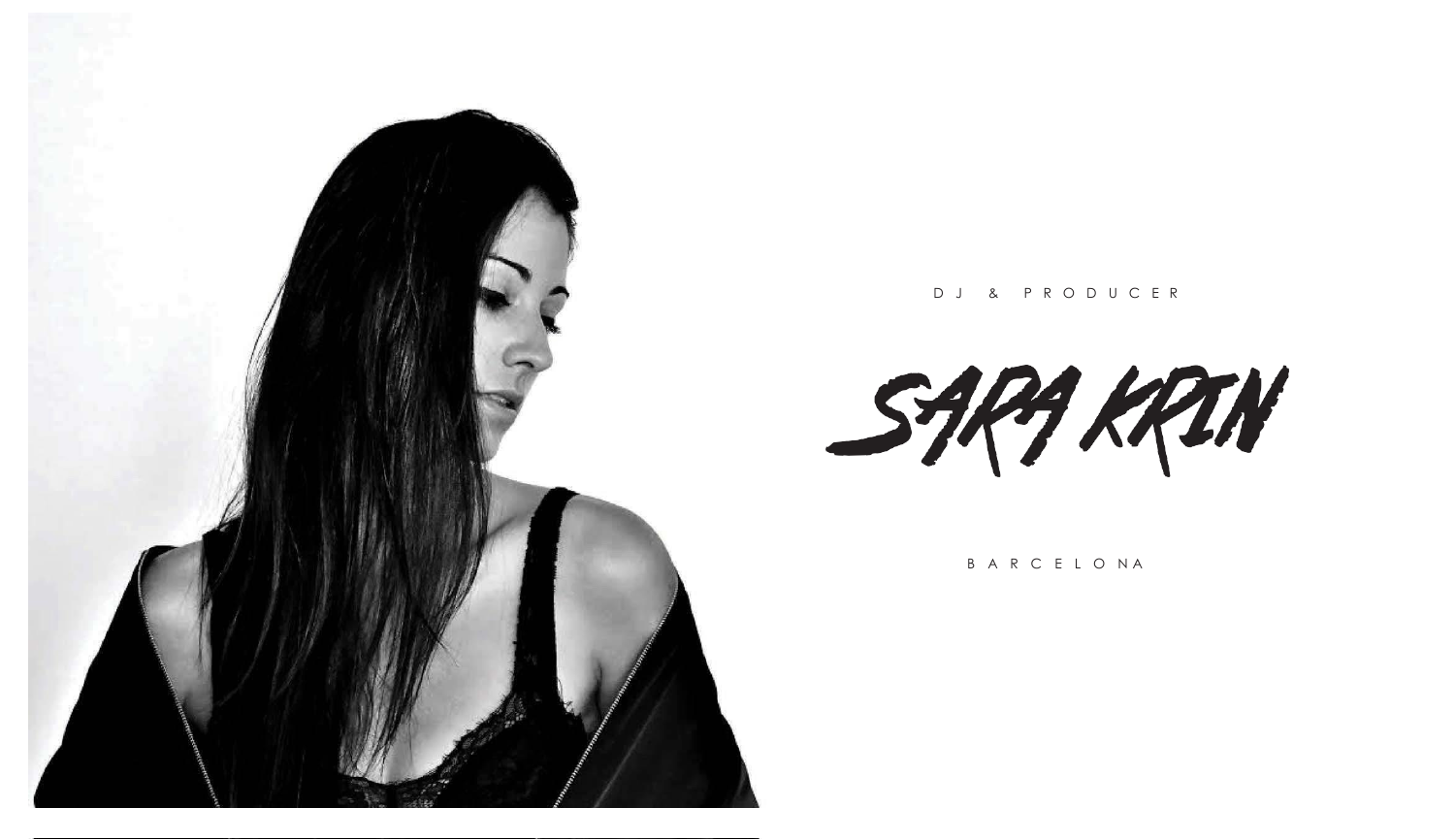DJ & PRODUCER

# SARA KRIN

BARCELONA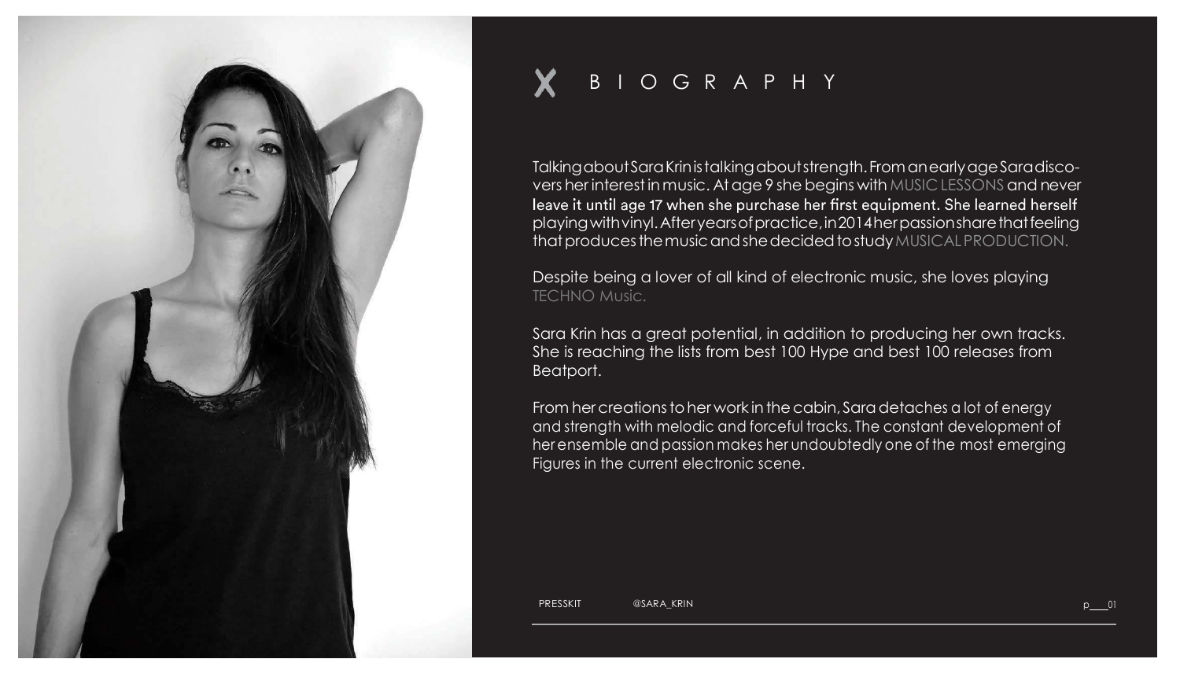# BIOGRAPHY

Talking about Sara Krin is talking about strength. From an early age Sara discovers her interest in music. At age 9 she begins with MUSIC LESSONS and never leave it until age 17 when she purchase her first equipment. She learned herself playing with vinyl. After years of practice, in 2014 her passion share that feeling that produces the music and she decided to study MUSICAL PRODUCTION.

Despite being a lover of all kind of electronic music, she loves playing TECHNO Music.

Sara Krin has a great potential, in addition to producing her own tracks. She is reaching the lists from best 100 Hype and best 100 releases from Beatport.

From her creations to her work in the cabin, Sara detaches a lot of energy and strength with melodic and forceful tracks. The constant development of her ensemble and passion makes her undoubtedly one of the most emerging Figures in the current electronic scene.

PRESSKIT @SARA_KRIN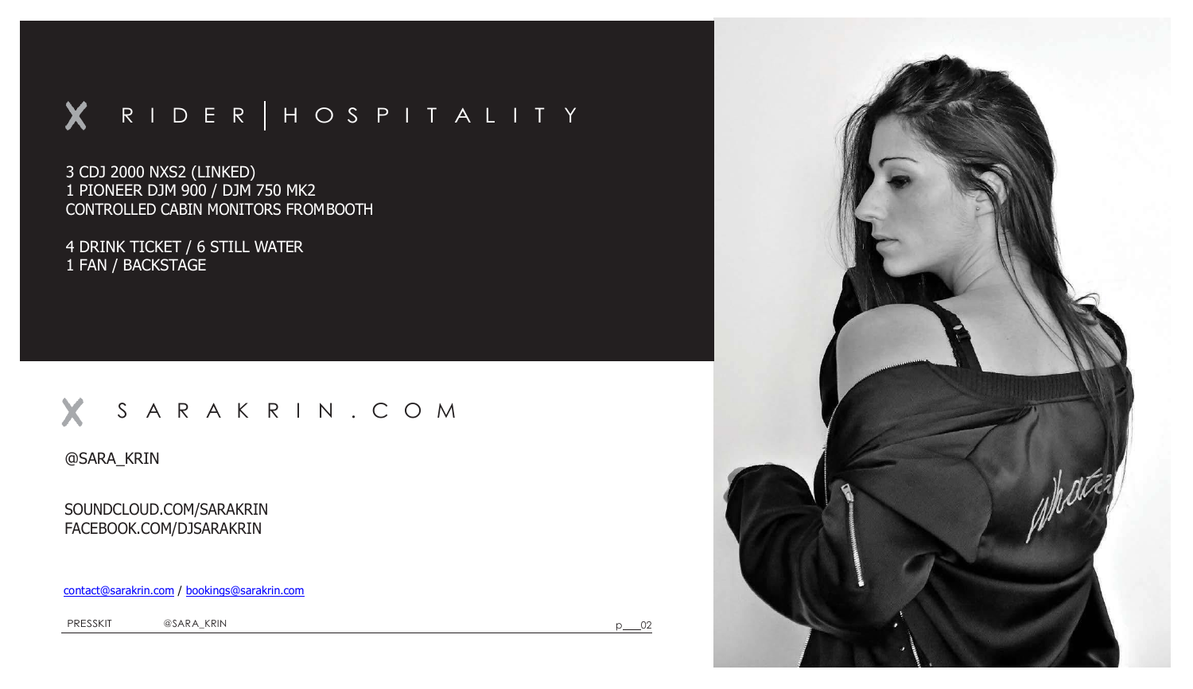# RIDER | HOSPITALITY

3 CDJ 2000 NXS2 (LINKED)
1 PIONEER DJM 900 / DJM 750 MK2
CONTROLLED CABIN MONITORS FROMBOOTH

4 DRINK TICKET / 6 STILL WATER
1 FAN / BACKSTAGE

# SARAKRIN.COM

@SARA_KRIN

SOUNDCLOUD.COM/SARAKRIN
FACEBOOK.COM/DJSARAKRIN

contact@sarakrin.com / bookings@sarakrin.com